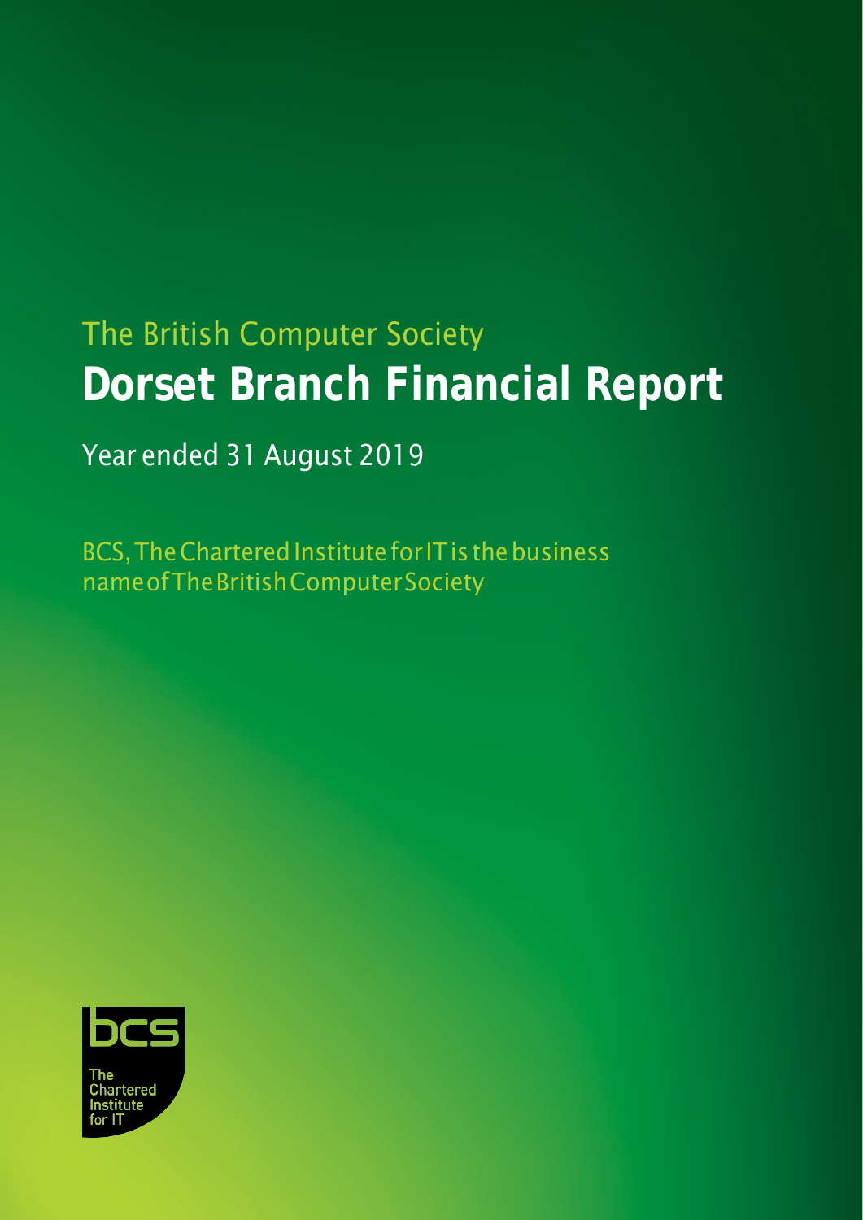The British Computer Society

# Dorset Branch Financial Report

Year ended 31 August 2019

BCS, The Chartered Institute for IT is the business name of The British Computer Society

bcs

The Chartered Institute for IT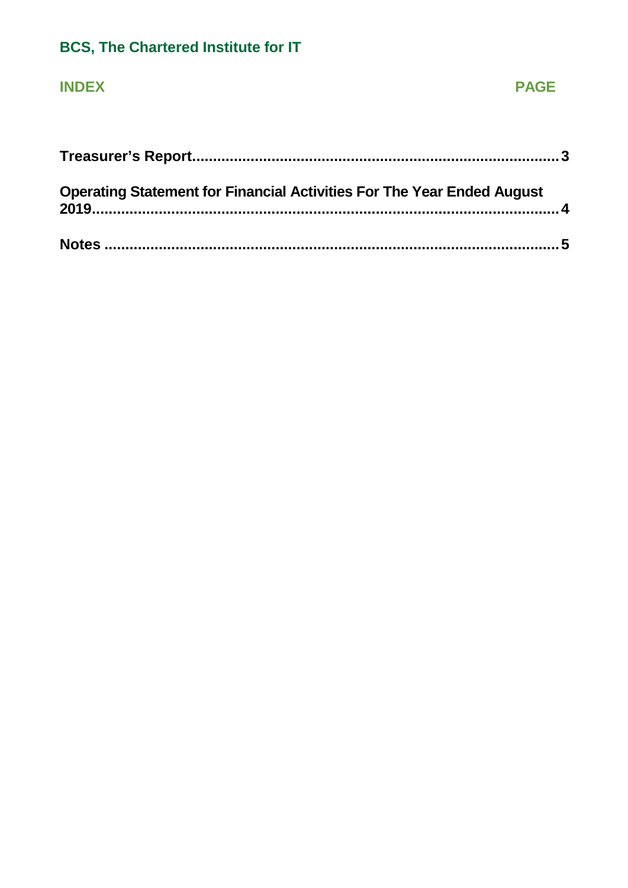**BCS, The Chartered Institute for IT**

| INDEX | PAGE |
| --- | --- |
| **Treasurer's Report** | **3** |
| **Operating Statement for Financial Activities For The Year Ended August 2019** | **4** |
| **Notes** | **5** |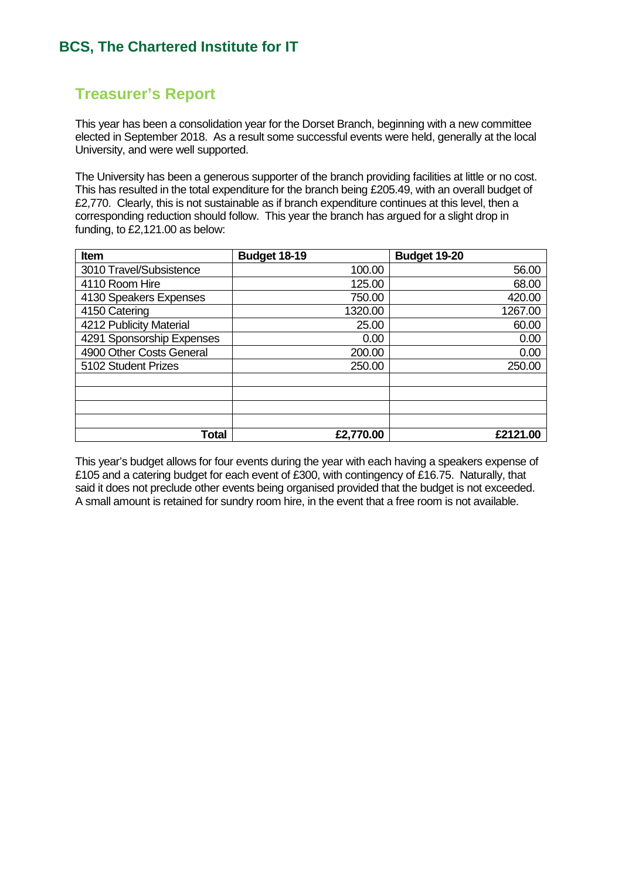## Treasurer's Report

This year has been a consolidation year for the Dorset Branch, beginning with a new committee elected in September 2018. As a result some successful events were held, generally at the local University, and were well supported.

The University has been a generous supporter of the branch providing facilities at little or no cost. This has resulted in the total expenditure for the branch being £205.49, with an overall budget of £2,770. Clearly, this is not sustainable as if branch expenditure continues at this level, then a corresponding reduction should follow. This year the branch has argued for a slight drop in funding, to £2,121.00 as below:

| Item | Budget 18-19 | Budget 19-20 |
|---|---:|---:|
| 3010 Travel/Subsistence | 100.00 | 56.00 |
| 4110 Room Hire | 125.00 | 68.00 |
| 4130 Speakers Expenses | 750.00 | 420.00 |
| 4150 Catering | 1320.00 | 1267.00 |
| 4212 Publicity Material | 25.00 | 60.00 |
| 4291 Sponsorship Expenses | 0.00 | 0.00 |
| 4900 Other Costs General | 200.00 | 0.00 |
| 5102 Student Prizes | 250.00 | 250.00 |
| | | |
| | | |
| | | |
| | | |
| **Total** | **£2,770.00** | **£2121.00** |

This year's budget allows for four events during the year with each having a speakers expense of £105 and a catering budget for each event of £300, with contingency of £16.75. Naturally, that said it does not preclude other events being organised provided that the budget is not exceeded. A small amount is retained for sundry room hire, in the event that a free room is not available.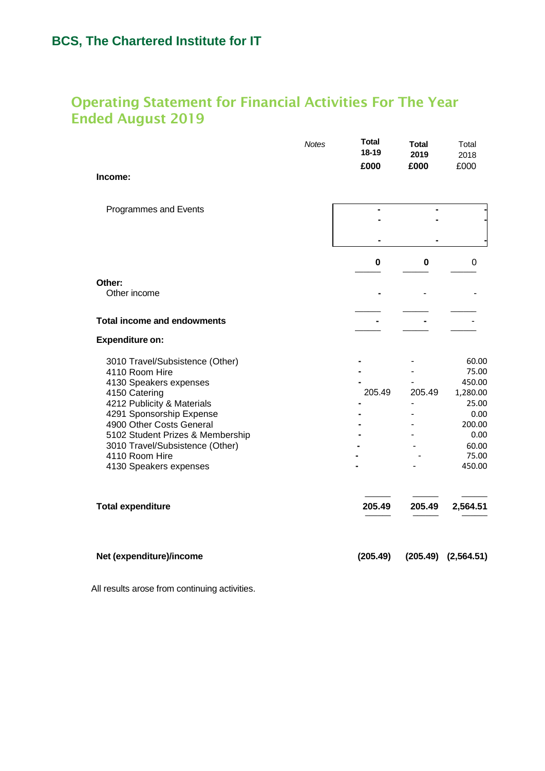## BCS, The Chartered Institute for IT

# Operating Statement for Financial Activities For The Year Ended August 2019

| | Notes | Total 18-19 £000 | Total 2019 £000 | Total 2018 £000 |
|---|---|---|---|---|
| **Income:** | | | | |
| Programmes and Events | | - | - | - |
| | | - | - | - |
| | | - | - | - |
| | | **0** | **0** | 0 |
| **Other:** | | | | |
| Other income | | - | - | - |
| **Total income and endowments** | | - | - | - |
| **Expenditure on:** | | | | |
| 3010 Travel/Subsistence (Other) | | - | - | 60.00 |
| 4110 Room Hire | | - | - | 75.00 |
| 4130 Speakers expenses | | - | - | 450.00 |
| 4150 Catering | | 205.49 | 205.49 | 1,280.00 |
| 4212 Publicity & Materials | | - | - | 25.00 |
| 4291 Sponsorship Expense | | - | - | 0.00 |
| 4900 Other Costs General | | - | - | 200.00 |
| 5102 Student Prizes & Membership | | - | - | 0.00 |
| 3010 Travel/Subsistence (Other) | | - | - | 60.00 |
| 4110 Room Hire | | - | - | 75.00 |
| 4130 Speakers expenses | | - | - | 450.00 |
| **Total expenditure** | | **205.49** | **205.49** | **2,564.51** |
| **Net (expenditure)/income** | | **(205.49)** | **(205.49)** | **(2,564.51)** |

All results arose from continuing activities.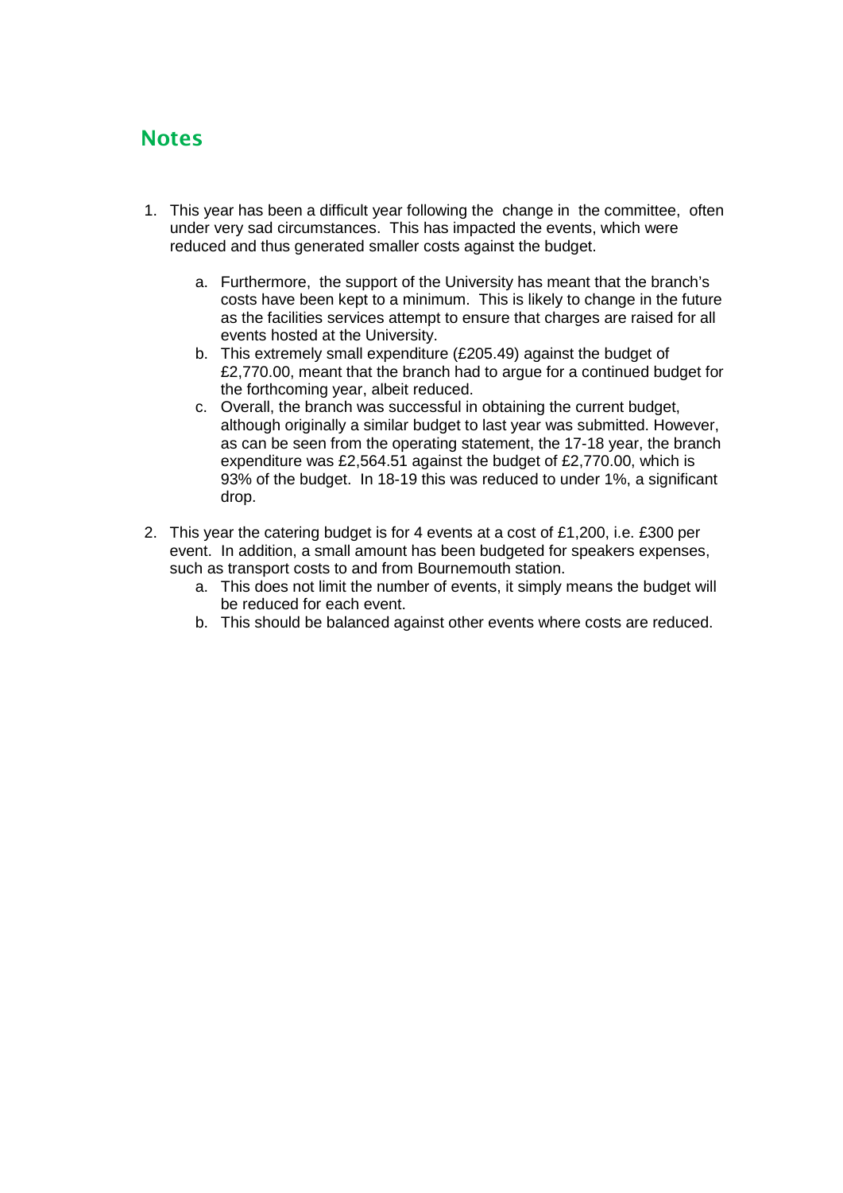## Notes

1. This year has been a difficult year following the change in the committee, often under very sad circumstances. This has impacted the events, which were reduced and thus generated smaller costs against the budget.
    a. Furthermore, the support of the University has meant that the branch's costs have been kept to a minimum. This is likely to change in the future as the facilities services attempt to ensure that charges are raised for all events hosted at the University.
    b. This extremely small expenditure (£205.49) against the budget of £2,770.00, meant that the branch had to argue for a continued budget for the forthcoming year, albeit reduced.
    c. Overall, the branch was successful in obtaining the current budget, although originally a similar budget to last year was submitted. However, as can be seen from the operating statement, the 17-18 year, the branch expenditure was £2,564.51 against the budget of £2,770.00, which is 93% of the budget. In 18-19 this was reduced to under 1%, a significant drop.
2. This year the catering budget is for 4 events at a cost of £1,200, i.e. £300 per event. In addition, a small amount has been budgeted for speakers expenses, such as transport costs to and from Bournemouth station.
    a. This does not limit the number of events, it simply means the budget will be reduced for each event.
    b. This should be balanced against other events where costs are reduced.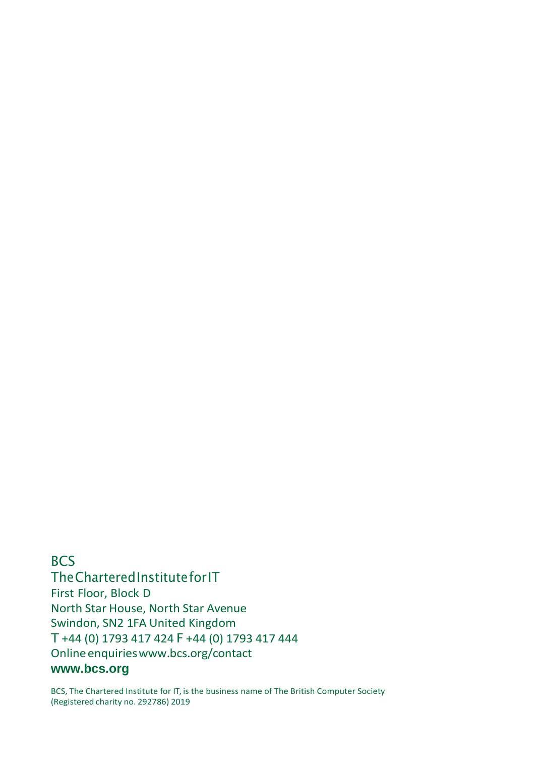BCS
The Chartered Institute for IT
First Floor, Block D
North Star House, North Star Avenue
Swindon, SN2 1FA United Kingdom
T +44 (0) 1793 417 424 F +44 (0) 1793 417 444
Online enquiries www.bcs.org/contact
**www.bcs.org**

BCS, The Chartered Institute for IT, is the business name of The British Computer Society
(Registered charity no. 292786) 2019